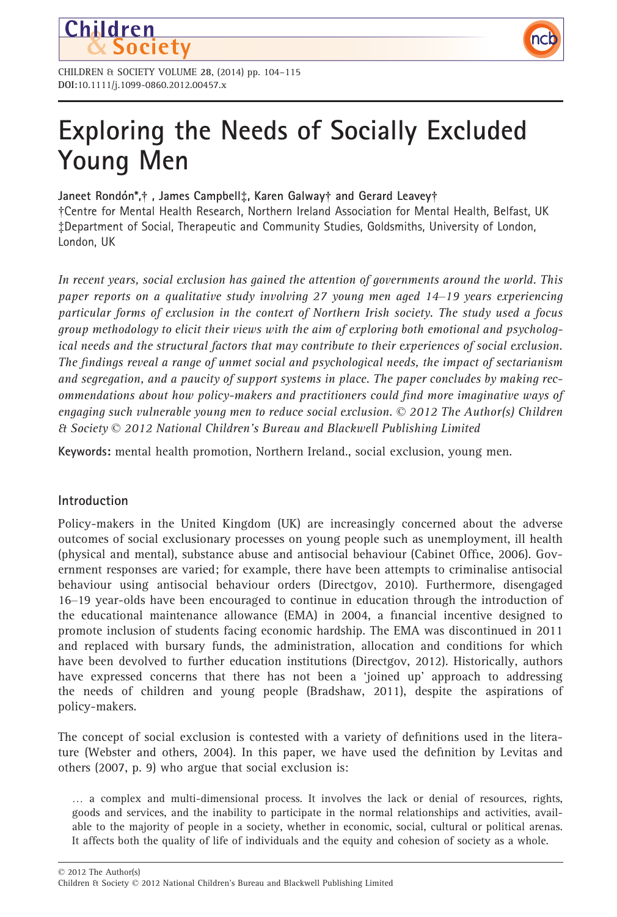# Exploring the Needs of Socially Excluded Young Men

**Janeet Rondón\*,† , James Campbell‡, Karen Galway† and Gerard Leavey†**

†Centre for Mental Health Research, Northern Ireland Association for Mental Health, Belfast, UK
‡Department of Social, Therapeutic and Community Studies, Goldsmiths, University of London, London, UK

*In recent years, social exclusion has gained the attention of governments around the world. This paper reports on a qualitative study involving 27 young men aged 14–19 years experiencing particular forms of exclusion in the context of Northern Irish society. The study used a focus group methodology to elicit their views with the aim of exploring both emotional and psychological needs and the structural factors that may contribute to their experiences of social exclusion. The findings reveal a range of unmet social and psychological needs, the impact of sectarianism and segregation, and a paucity of support systems in place. The paper concludes by making recommendations about how policy-makers and practitioners could find more imaginative ways of engaging such vulnerable young men to reduce social exclusion. © 2012 The Author(s) Children & Society © 2012 National Children's Bureau and Blackwell Publishing Limited*

**Keywords:** mental health promotion, Northern Ireland., social exclusion, young men.

## Introduction

Policy-makers in the United Kingdom (UK) are increasingly concerned about the adverse outcomes of social exclusionary processes on young people such as unemployment, ill health (physical and mental), substance abuse and antisocial behaviour (Cabinet Office, 2006). Government responses are varied; for example, there have been attempts to criminalise antisocial behaviour using antisocial behaviour orders (Directgov, 2010). Furthermore, disengaged 16–19 year-olds have been encouraged to continue in education through the introduction of the educational maintenance allowance (EMA) in 2004, a financial incentive designed to promote inclusion of students facing economic hardship. The EMA was discontinued in 2011 and replaced with bursary funds, the administration, allocation and conditions for which have been devolved to further education institutions (Directgov, 2012). Historically, authors have expressed concerns that there has not been a 'joined up' approach to addressing the needs of children and young people (Bradshaw, 2011), despite the aspirations of policy-makers.

The concept of social exclusion is contested with a variety of definitions used in the literature (Webster and others, 2004). In this paper, we have used the definition by Levitas and others (2007, p. 9) who argue that social exclusion is:

> … a complex and multi-dimensional process. It involves the lack or denial of resources, rights, goods and services, and the inability to participate in the normal relationships and activities, available to the majority of people in a society, whether in economic, social, cultural or political arenas. It affects both the quality of life of individuals and the equity and cohesion of society as a whole.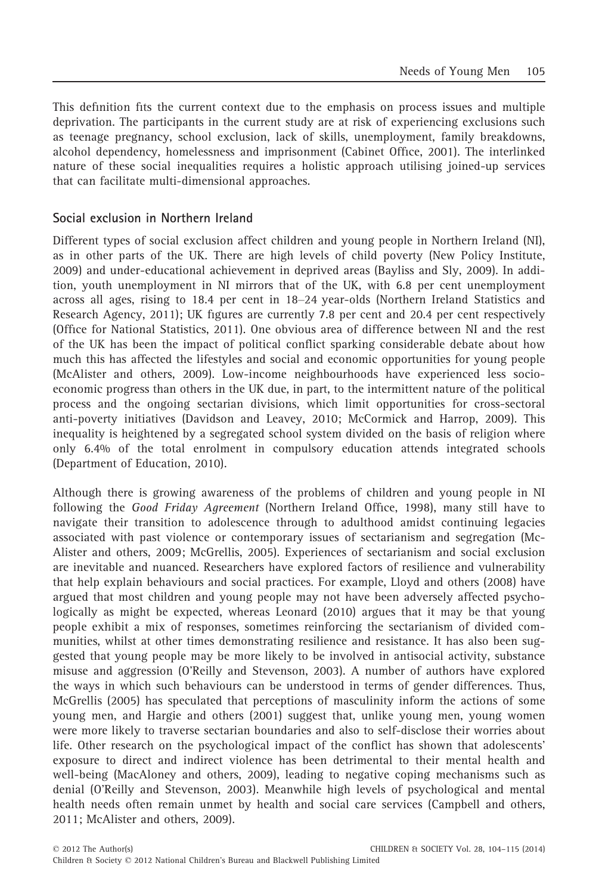This definition fits the current context due to the emphasis on process issues and multiple deprivation. The participants in the current study are at risk of experiencing exclusions such as teenage pregnancy, school exclusion, lack of skills, unemployment, family breakdowns, alcohol dependency, homelessness and imprisonment (Cabinet Office, 2001). The interlinked nature of these social inequalities requires a holistic approach utilising joined-up services that can facilitate multi-dimensional approaches.

## Social exclusion in Northern Ireland

Different types of social exclusion affect children and young people in Northern Ireland (NI), as in other parts of the UK. There are high levels of child poverty (New Policy Institute, 2009) and under-educational achievement in deprived areas (Bayliss and Sly, 2009). In addition, youth unemployment in NI mirrors that of the UK, with 6.8 per cent unemployment across all ages, rising to 18.4 per cent in 18–24 year-olds (Northern Ireland Statistics and Research Agency, 2011); UK figures are currently 7.8 per cent and 20.4 per cent respectively (Office for National Statistics, 2011). One obvious area of difference between NI and the rest of the UK has been the impact of political conflict sparking considerable debate about how much this has affected the lifestyles and social and economic opportunities for young people (McAlister and others, 2009). Low-income neighbourhoods have experienced less socio-economic progress than others in the UK due, in part, to the intermittent nature of the political process and the ongoing sectarian divisions, which limit opportunities for cross-sectoral anti-poverty initiatives (Davidson and Leavey, 2010; McCormick and Harrop, 2009). This inequality is heightened by a segregated school system divided on the basis of religion where only 6.4% of the total enrolment in compulsory education attends integrated schools (Department of Education, 2010).

Although there is growing awareness of the problems of children and young people in NI following the *Good Friday Agreement* (Northern Ireland Office, 1998), many still have to navigate their transition to adolescence through to adulthood amidst continuing legacies associated with past violence or contemporary issues of sectarianism and segregation (McAlister and others, 2009; McGrellis, 2005). Experiences of sectarianism and social exclusion are inevitable and nuanced. Researchers have explored factors of resilience and vulnerability that help explain behaviours and social practices. For example, Lloyd and others (2008) have argued that most children and young people may not have been adversely affected psychologically as might be expected, whereas Leonard (2010) argues that it may be that young people exhibit a mix of responses, sometimes reinforcing the sectarianism of divided communities, whilst at other times demonstrating resilience and resistance. It has also been suggested that young people may be more likely to be involved in antisocial activity, substance misuse and aggression (O'Reilly and Stevenson, 2003). A number of authors have explored the ways in which such behaviours can be understood in terms of gender differences. Thus, McGrellis (2005) has speculated that perceptions of masculinity inform the actions of some young men, and Hargie and others (2001) suggest that, unlike young men, young women were more likely to traverse sectarian boundaries and also to self-disclose their worries about life. Other research on the psychological impact of the conflict has shown that adolescents' exposure to direct and indirect violence has been detrimental to their mental health and well-being (MacAloney and others, 2009), leading to negative coping mechanisms such as denial (O'Reilly and Stevenson, 2003). Meanwhile high levels of psychological and mental health needs often remain unmet by health and social care services (Campbell and others, 2011; McAlister and others, 2009).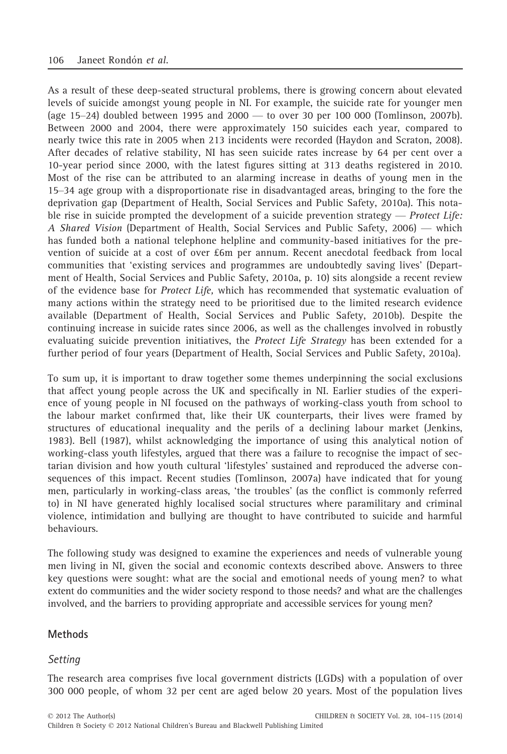As a result of these deep-seated structural problems, there is growing concern about elevated levels of suicide amongst young people in NI. For example, the suicide rate for younger men (age 15–24) doubled between 1995 and 2000 — to over 30 per 100 000 (Tomlinson, 2007b). Between 2000 and 2004, there were approximately 150 suicides each year, compared to nearly twice this rate in 2005 when 213 incidents were recorded (Haydon and Scraton, 2008). After decades of relative stability, NI has seen suicide rates increase by 64 per cent over a 10-year period since 2000, with the latest figures sitting at 313 deaths registered in 2010. Most of the rise can be attributed to an alarming increase in deaths of young men in the 15–34 age group with a disproportionate rise in disadvantaged areas, bringing to the fore the deprivation gap (Department of Health, Social Services and Public Safety, 2010a). This notable rise in suicide prompted the development of a suicide prevention strategy — *Protect Life: A Shared Vision* (Department of Health, Social Services and Public Safety, 2006) — which has funded both a national telephone helpline and community-based initiatives for the prevention of suicide at a cost of over £6m per annum. Recent anecdotal feedback from local communities that 'existing services and programmes are undoubtedly saving lives' (Department of Health, Social Services and Public Safety, 2010a, p. 10) sits alongside a recent review of the evidence base for *Protect Life,* which has recommended that systematic evaluation of many actions within the strategy need to be prioritised due to the limited research evidence available (Department of Health, Social Services and Public Safety, 2010b). Despite the continuing increase in suicide rates since 2006, as well as the challenges involved in robustly evaluating suicide prevention initiatives, the *Protect Life Strategy* has been extended for a further period of four years (Department of Health, Social Services and Public Safety, 2010a).

To sum up, it is important to draw together some themes underpinning the social exclusions that affect young people across the UK and specifically in NI. Earlier studies of the experience of young people in NI focused on the pathways of working-class youth from school to the labour market confirmed that, like their UK counterparts, their lives were framed by structures of educational inequality and the perils of a declining labour market (Jenkins, 1983). Bell (1987), whilst acknowledging the importance of using this analytical notion of working-class youth lifestyles, argued that there was a failure to recognise the impact of sectarian division and how youth cultural 'lifestyles' sustained and reproduced the adverse consequences of this impact. Recent studies (Tomlinson, 2007a) have indicated that for young men, particularly in working-class areas, 'the troubles' (as the conflict is commonly referred to) in NI have generated highly localised social structures where paramilitary and criminal violence, intimidation and bullying are thought to have contributed to suicide and harmful behaviours.

The following study was designed to examine the experiences and needs of vulnerable young men living in NI, given the social and economic contexts described above. Answers to three key questions were sought: what are the social and emotional needs of young men? to what extent do communities and the wider society respond to those needs? and what are the challenges involved, and the barriers to providing appropriate and accessible services for young men?

## Methods

### *Setting*

The research area comprises five local government districts (LGDs) with a population of over 300 000 people, of whom 32 per cent are aged below 20 years. Most of the population lives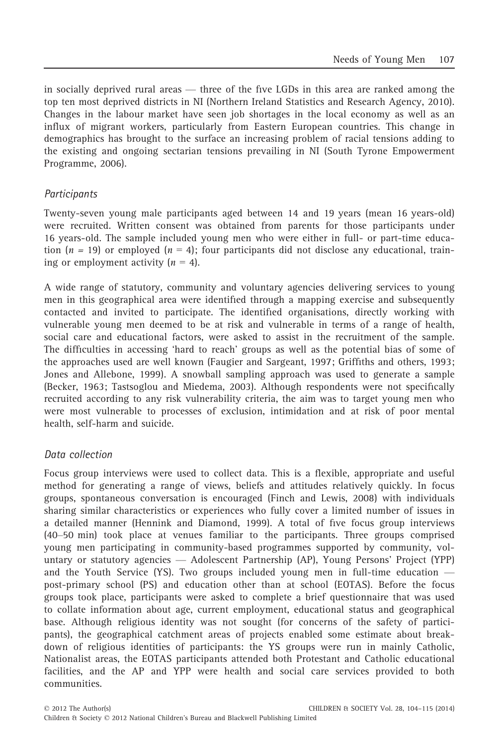in socially deprived rural areas — three of the five LGDs in this area are ranked among the top ten most deprived districts in NI (Northern Ireland Statistics and Research Agency, 2010). Changes in the labour market have seen job shortages in the local economy as well as an influx of migrant workers, particularly from Eastern European countries. This change in demographics has brought to the surface an increasing problem of racial tensions adding to the existing and ongoing sectarian tensions prevailing in NI (South Tyrone Empowerment Programme, 2006).

### *Participants*

Twenty-seven young male participants aged between 14 and 19 years (mean 16 years-old) were recruited. Written consent was obtained from parents for those participants under 16 years-old. The sample included young men who were either in full- or part-time education ($n = 19$) or employed ($n = 4$); four participants did not disclose any educational, training or employment activity ($n = 4$).

A wide range of statutory, community and voluntary agencies delivering services to young men in this geographical area were identified through a mapping exercise and subsequently contacted and invited to participate. The identified organisations, directly working with vulnerable young men deemed to be at risk and vulnerable in terms of a range of health, social care and educational factors, were asked to assist in the recruitment of the sample. The difficulties in accessing 'hard to reach' groups as well as the potential bias of some of the approaches used are well known (Faugier and Sargeant, 1997; Griffiths and others, 1993; Jones and Allebone, 1999). A snowball sampling approach was used to generate a sample (Becker, 1963; Tastsoglou and Miedema, 2003). Although respondents were not specifically recruited according to any risk vulnerability criteria, the aim was to target young men who were most vulnerable to processes of exclusion, intimidation and at risk of poor mental health, self-harm and suicide.

### *Data collection*

Focus group interviews were used to collect data. This is a flexible, appropriate and useful method for generating a range of views, beliefs and attitudes relatively quickly. In focus groups, spontaneous conversation is encouraged (Finch and Lewis, 2008) with individuals sharing similar characteristics or experiences who fully cover a limited number of issues in a detailed manner (Hennink and Diamond, 1999). A total of five focus group interviews (40–50 min) took place at venues familiar to the participants. Three groups comprised young men participating in community-based programmes supported by community, voluntary or statutory agencies — Adolescent Partnership (AP), Young Persons' Project (YPP) and the Youth Service (YS). Two groups included young men in full-time education — post-primary school (PS) and education other than at school (EOTAS). Before the focus groups took place, participants were asked to complete a brief questionnaire that was used to collate information about age, current employment, educational status and geographical base. Although religious identity was not sought (for concerns of the safety of participants), the geographical catchment areas of projects enabled some estimate about breakdown of religious identities of participants: the YS groups were run in mainly Catholic, Nationalist areas, the EOTAS participants attended both Protestant and Catholic educational facilities, and the AP and YPP were health and social care services provided to both communities.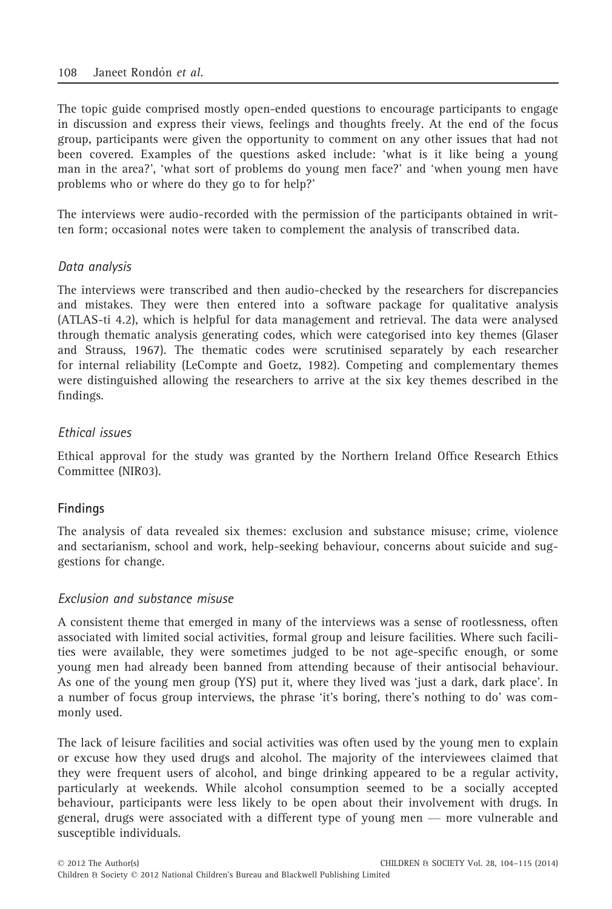The topic guide comprised mostly open-ended questions to encourage participants to engage in discussion and express their views, feelings and thoughts freely. At the end of the focus group, participants were given the opportunity to comment on any other issues that had not been covered. Examples of the questions asked include: 'what is it like being a young man in the area?', 'what sort of problems do young men face?' and 'when young men have problems who or where do they go to for help?'

The interviews were audio-recorded with the permission of the participants obtained in written form; occasional notes were taken to complement the analysis of transcribed data.

### *Data analysis*

The interviews were transcribed and then audio-checked by the researchers for discrepancies and mistakes. They were then entered into a software package for qualitative analysis (ATLAS-ti 4.2), which is helpful for data management and retrieval. The data were analysed through thematic analysis generating codes, which were categorised into key themes (Glaser and Strauss, 1967). The thematic codes were scrutinised separately by each researcher for internal reliability (LeCompte and Goetz, 1982). Competing and complementary themes were distinguished allowing the researchers to arrive at the six key themes described in the findings.

### *Ethical issues*

Ethical approval for the study was granted by the Northern Ireland Office Research Ethics Committee (NIR03).

## Findings

The analysis of data revealed six themes: exclusion and substance misuse; crime, violence and sectarianism, school and work, help-seeking behaviour, concerns about suicide and suggestions for change.

### *Exclusion and substance misuse*

A consistent theme that emerged in many of the interviews was a sense of rootlessness, often associated with limited social activities, formal group and leisure facilities. Where such facilities were available, they were sometimes judged to be not age-specific enough, or some young men had already been banned from attending because of their antisocial behaviour. As one of the young men group (YS) put it, where they lived was 'just a dark, dark place'. In a number of focus group interviews, the phrase 'it's boring, there's nothing to do' was commonly used.

The lack of leisure facilities and social activities was often used by the young men to explain or excuse how they used drugs and alcohol. The majority of the interviewees claimed that they were frequent users of alcohol, and binge drinking appeared to be a regular activity, particularly at weekends. While alcohol consumption seemed to be a socially accepted behaviour, participants were less likely to be open about their involvement with drugs. In general, drugs were associated with a different type of young men — more vulnerable and susceptible individuals.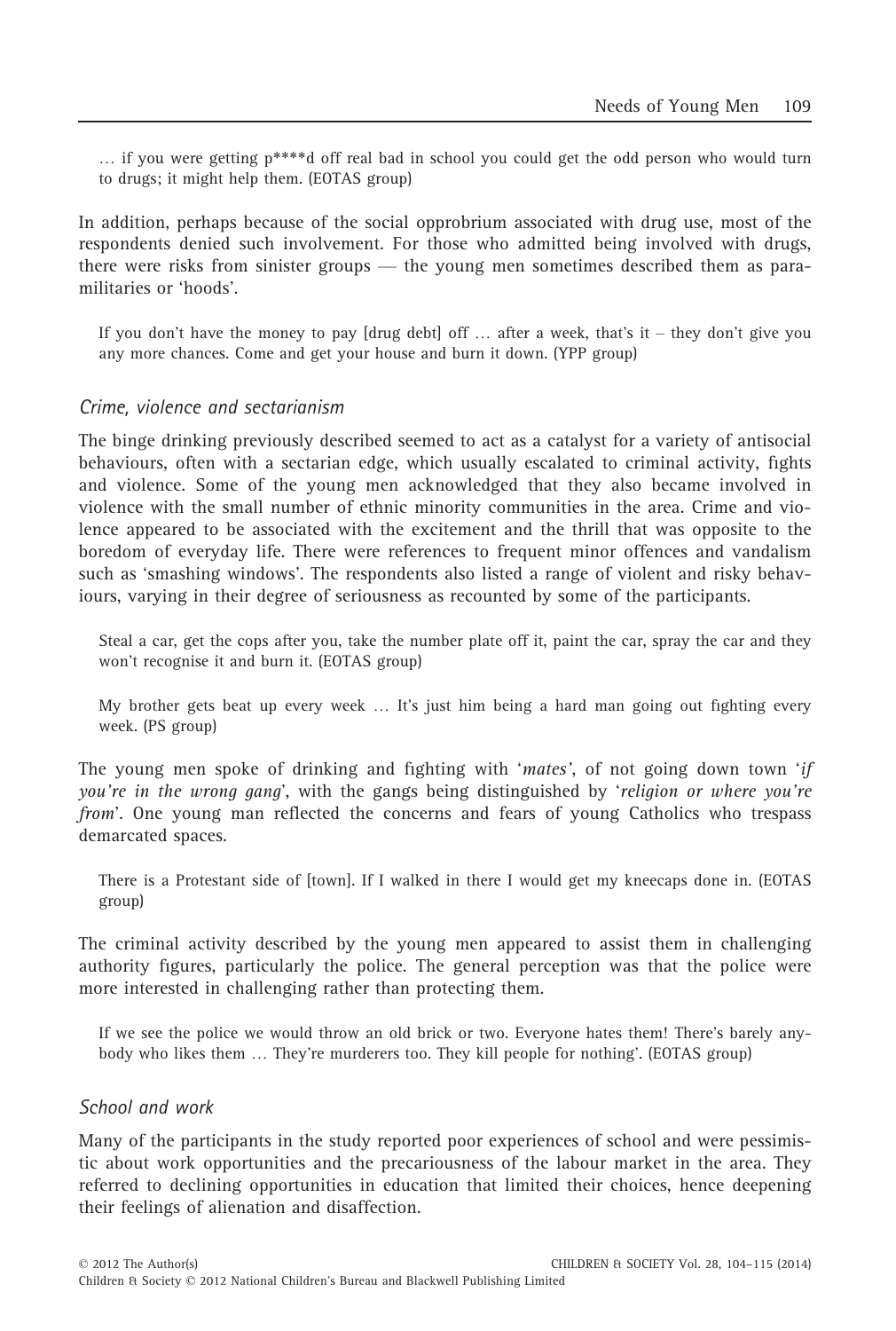> … if you were getting p****d off real bad in school you could get the odd person who would turn to drugs; it might help them. (EOTAS group)

In addition, perhaps because of the social opprobrium associated with drug use, most of the respondents denied such involvement. For those who admitted being involved with drugs, there were risks from sinister groups — the young men sometimes described them as paramilitaries or 'hoods'.

> If you don't have the money to pay [drug debt] off … after a week, that's it – they don't give you any more chances. Come and get your house and burn it down. (YPP group)

### *Crime, violence and sectarianism*

The binge drinking previously described seemed to act as a catalyst for a variety of antisocial behaviours, often with a sectarian edge, which usually escalated to criminal activity, fights and violence. Some of the young men acknowledged that they also became involved in violence with the small number of ethnic minority communities in the area. Crime and violence appeared to be associated with the excitement and the thrill that was opposite to the boredom of everyday life. There were references to frequent minor offences and vandalism such as 'smashing windows'. The respondents also listed a range of violent and risky behaviours, varying in their degree of seriousness as recounted by some of the participants.

> Steal a car, get the cops after you, take the number plate off it, paint the car, spray the car and they won't recognise it and burn it. (EOTAS group)

> My brother gets beat up every week … It's just him being a hard man going out fighting every week. (PS group)

The young men spoke of drinking and fighting with '*mates*', of not going down town '*if you're in the wrong gang*', with the gangs being distinguished by '*religion or where you're from*'. One young man reflected the concerns and fears of young Catholics who trespass demarcated spaces.

> There is a Protestant side of [town]. If I walked in there I would get my kneecaps done in. (EOTAS group)

The criminal activity described by the young men appeared to assist them in challenging authority figures, particularly the police. The general perception was that the police were more interested in challenging rather than protecting them.

> If we see the police we would throw an old brick or two. Everyone hates them! There's barely anybody who likes them … They're murderers too. They kill people for nothing'. (EOTAS group)

### *School and work*

Many of the participants in the study reported poor experiences of school and were pessimistic about work opportunities and the precariousness of the labour market in the area. They referred to declining opportunities in education that limited their choices, hence deepening their feelings of alienation and disaffection.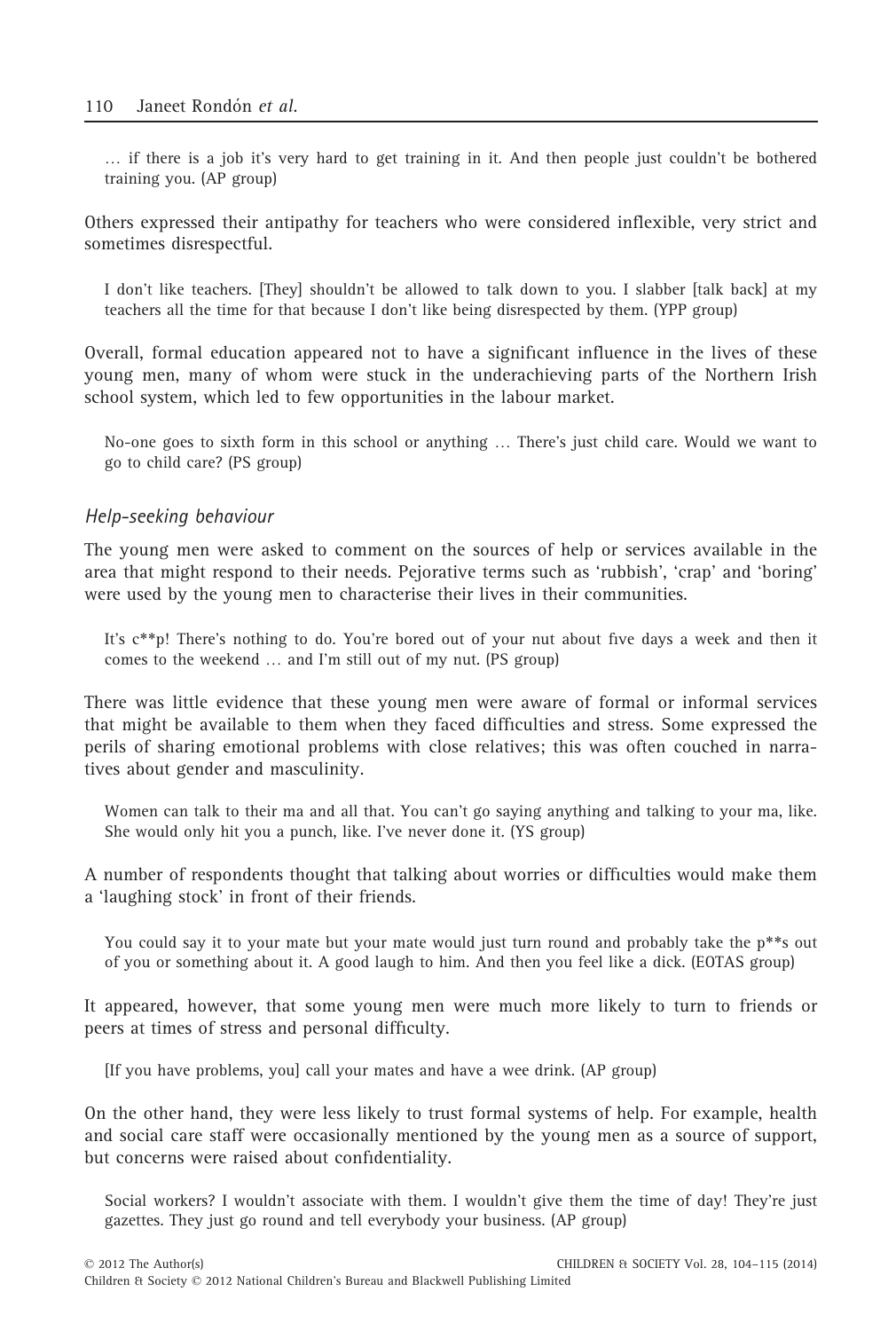… if there is a job it's very hard to get training in it. And then people just couldn't be bothered training you. (AP group)

Others expressed their antipathy for teachers who were considered inflexible, very strict and sometimes disrespectful.

> I don't like teachers. [They] shouldn't be allowed to talk down to you. I slabber [talk back] at my teachers all the time for that because I don't like being disrespected by them. (YPP group)

Overall, formal education appeared not to have a significant influence in the lives of these young men, many of whom were stuck in the underachieving parts of the Northern Irish school system, which led to few opportunities in the labour market.

> No-one goes to sixth form in this school or anything … There's just child care. Would we want to go to child care? (PS group)

### *Help-seeking behaviour*

The young men were asked to comment on the sources of help or services available in the area that might respond to their needs. Pejorative terms such as 'rubbish', 'crap' and 'boring' were used by the young men to characterise their lives in their communities.

> It's c**p! There's nothing to do. You're bored out of your nut about five days a week and then it comes to the weekend … and I'm still out of my nut. (PS group)

There was little evidence that these young men were aware of formal or informal services that might be available to them when they faced difficulties and stress. Some expressed the perils of sharing emotional problems with close relatives; this was often couched in narratives about gender and masculinity.

> Women can talk to their ma and all that. You can't go saying anything and talking to your ma, like. She would only hit you a punch, like. I've never done it. (YS group)

A number of respondents thought that talking about worries or difficulties would make them a 'laughing stock' in front of their friends.

> You could say it to your mate but your mate would just turn round and probably take the p**s out of you or something about it. A good laugh to him. And then you feel like a dick. (EOTAS group)

It appeared, however, that some young men were much more likely to turn to friends or peers at times of stress and personal difficulty.

> [If you have problems, you] call your mates and have a wee drink. (AP group)

On the other hand, they were less likely to trust formal systems of help. For example, health and social care staff were occasionally mentioned by the young men as a source of support, but concerns were raised about confidentiality.

> Social workers? I wouldn't associate with them. I wouldn't give them the time of day! They're just gazettes. They just go round and tell everybody your business. (AP group)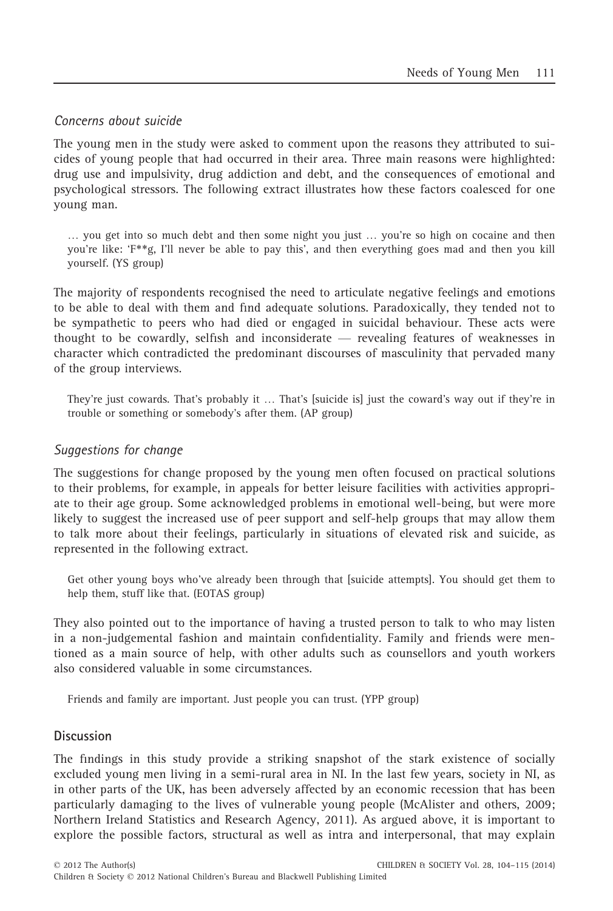### *Concerns about suicide*

The young men in the study were asked to comment upon the reasons they attributed to suicides of young people that had occurred in their area. Three main reasons were highlighted: drug use and impulsivity, drug addiction and debt, and the consequences of emotional and psychological stressors. The following extract illustrates how these factors coalesced for one young man.

> … you get into so much debt and then some night you just … you're so high on cocaine and then you're like: 'F**g, I'll never be able to pay this', and then everything goes mad and then you kill yourself. (YS group)

The majority of respondents recognised the need to articulate negative feelings and emotions to be able to deal with them and find adequate solutions. Paradoxically, they tended not to be sympathetic to peers who had died or engaged in suicidal behaviour. These acts were thought to be cowardly, selfish and inconsiderate — revealing features of weaknesses in character which contradicted the predominant discourses of masculinity that pervaded many of the group interviews.

> They're just cowards. That's probably it … That's [suicide is] just the coward's way out if they're in trouble or something or somebody's after them. (AP group)

### *Suggestions for change*

The suggestions for change proposed by the young men often focused on practical solutions to their problems, for example, in appeals for better leisure facilities with activities appropriate to their age group. Some acknowledged problems in emotional well-being, but were more likely to suggest the increased use of peer support and self-help groups that may allow them to talk more about their feelings, particularly in situations of elevated risk and suicide, as represented in the following extract.

> Get other young boys who've already been through that [suicide attempts]. You should get them to help them, stuff like that. (EOTAS group)

They also pointed out to the importance of having a trusted person to talk to who may listen in a non-judgemental fashion and maintain confidentiality. Family and friends were mentioned as a main source of help, with other adults such as counsellors and youth workers also considered valuable in some circumstances.

> Friends and family are important. Just people you can trust. (YPP group)

## Discussion

The findings in this study provide a striking snapshot of the stark existence of socially excluded young men living in a semi-rural area in NI. In the last few years, society in NI, as in other parts of the UK, has been adversely affected by an economic recession that has been particularly damaging to the lives of vulnerable young people (McAlister and others, 2009; Northern Ireland Statistics and Research Agency, 2011). As argued above, it is important to explore the possible factors, structural as well as intra and interpersonal, that may explain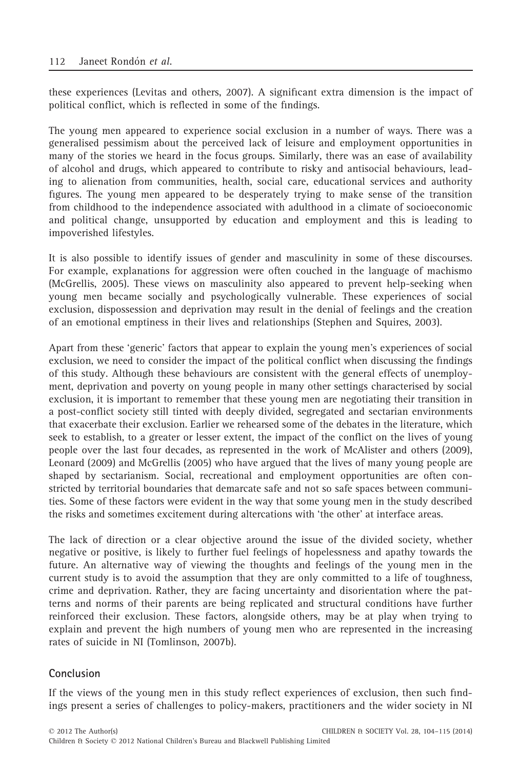these experiences (Levitas and others, 2007). A significant extra dimension is the impact of political conflict, which is reflected in some of the findings.

The young men appeared to experience social exclusion in a number of ways. There was a generalised pessimism about the perceived lack of leisure and employment opportunities in many of the stories we heard in the focus groups. Similarly, there was an ease of availability of alcohol and drugs, which appeared to contribute to risky and antisocial behaviours, leading to alienation from communities, health, social care, educational services and authority figures. The young men appeared to be desperately trying to make sense of the transition from childhood to the independence associated with adulthood in a climate of socioeconomic and political change, unsupported by education and employment and this is leading to impoverished lifestyles.

It is also possible to identify issues of gender and masculinity in some of these discourses. For example, explanations for aggression were often couched in the language of machismo (McGrellis, 2005). These views on masculinity also appeared to prevent help-seeking when young men became socially and psychologically vulnerable. These experiences of social exclusion, dispossession and deprivation may result in the denial of feelings and the creation of an emotional emptiness in their lives and relationships (Stephen and Squires, 2003).

Apart from these 'generic' factors that appear to explain the young men's experiences of social exclusion, we need to consider the impact of the political conflict when discussing the findings of this study. Although these behaviours are consistent with the general effects of unemployment, deprivation and poverty on young people in many other settings characterised by social exclusion, it is important to remember that these young men are negotiating their transition in a post-conflict society still tinted with deeply divided, segregated and sectarian environments that exacerbate their exclusion. Earlier we rehearsed some of the debates in the literature, which seek to establish, to a greater or lesser extent, the impact of the conflict on the lives of young people over the last four decades, as represented in the work of McAlister and others (2009), Leonard (2009) and McGrellis (2005) who have argued that the lives of many young people are shaped by sectarianism. Social, recreational and employment opportunities are often constricted by territorial boundaries that demarcate safe and not so safe spaces between communities. Some of these factors were evident in the way that some young men in the study described the risks and sometimes excitement during altercations with 'the other' at interface areas.

The lack of direction or a clear objective around the issue of the divided society, whether negative or positive, is likely to further fuel feelings of hopelessness and apathy towards the future. An alternative way of viewing the thoughts and feelings of the young men in the current study is to avoid the assumption that they are only committed to a life of toughness, crime and deprivation. Rather, they are facing uncertainty and disorientation where the patterns and norms of their parents are being replicated and structural conditions have further reinforced their exclusion. These factors, alongside others, may be at play when trying to explain and prevent the high numbers of young men who are represented in the increasing rates of suicide in NI (Tomlinson, 2007b).

## Conclusion

If the views of the young men in this study reflect experiences of exclusion, then such findings present a series of challenges to policy-makers, practitioners and the wider society in NI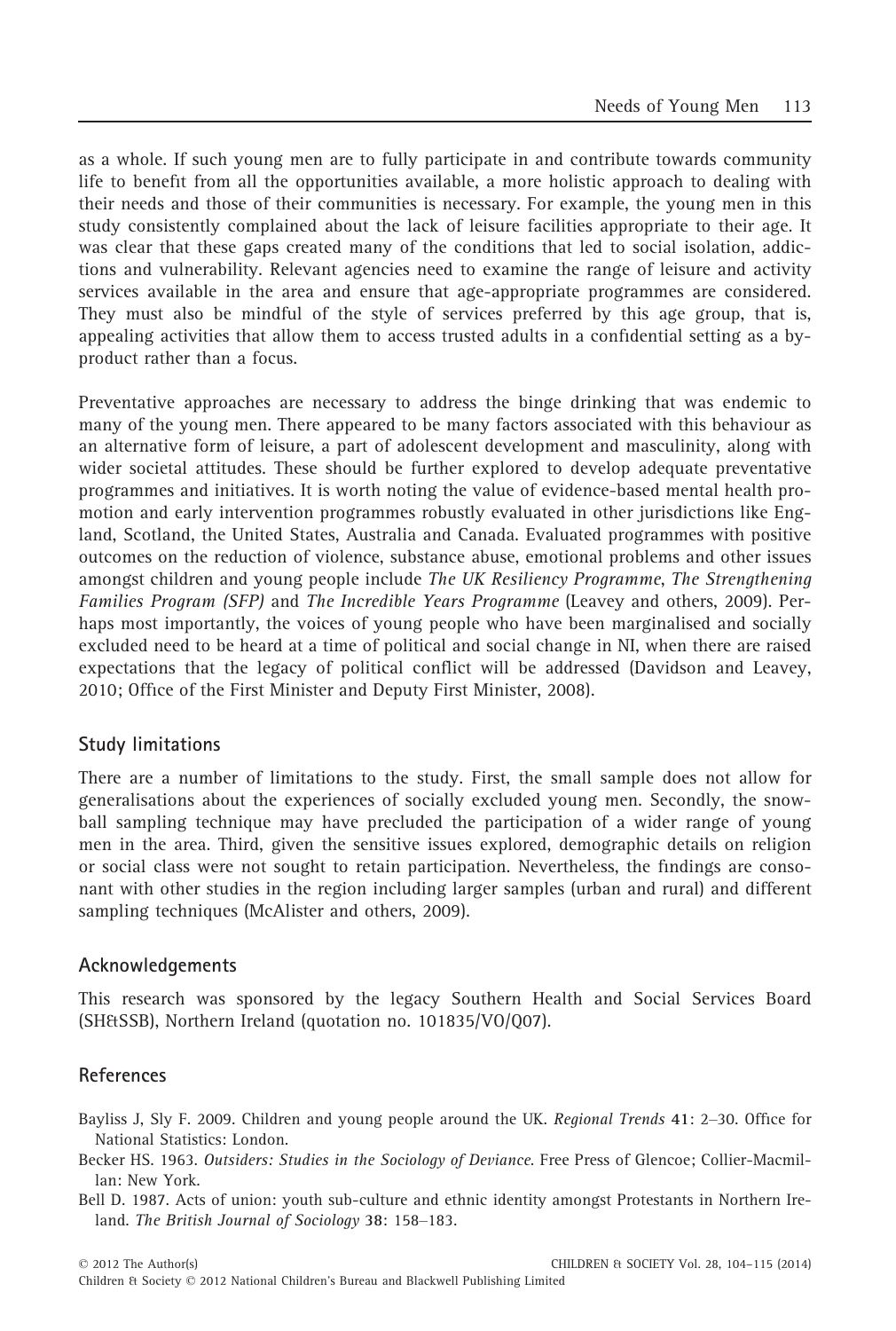as a whole. If such young men are to fully participate in and contribute towards community life to benefit from all the opportunities available, a more holistic approach to dealing with their needs and those of their communities is necessary. For example, the young men in this study consistently complained about the lack of leisure facilities appropriate to their age. It was clear that these gaps created many of the conditions that led to social isolation, addictions and vulnerability. Relevant agencies need to examine the range of leisure and activity services available in the area and ensure that age-appropriate programmes are considered. They must also be mindful of the style of services preferred by this age group, that is, appealing activities that allow them to access trusted adults in a confidential setting as a by-product rather than a focus.

Preventative approaches are necessary to address the binge drinking that was endemic to many of the young men. There appeared to be many factors associated with this behaviour as an alternative form of leisure, a part of adolescent development and masculinity, along with wider societal attitudes. These should be further explored to develop adequate preventative programmes and initiatives. It is worth noting the value of evidence-based mental health promotion and early intervention programmes robustly evaluated in other jurisdictions like England, Scotland, the United States, Australia and Canada. Evaluated programmes with positive outcomes on the reduction of violence, substance abuse, emotional problems and other issues amongst children and young people include *The UK Resiliency Programme*, *The Strengthening Families Program (SFP)* and *The Incredible Years Programme* (Leavey and others, 2009). Perhaps most importantly, the voices of young people who have been marginalised and socially excluded need to be heard at a time of political and social change in NI, when there are raised expectations that the legacy of political conflict will be addressed (Davidson and Leavey, 2010; Office of the First Minister and Deputy First Minister, 2008).

## Study limitations

There are a number of limitations to the study. First, the small sample does not allow for generalisations about the experiences of socially excluded young men. Secondly, the snowball sampling technique may have precluded the participation of a wider range of young men in the area. Third, given the sensitive issues explored, demographic details on religion or social class were not sought to retain participation. Nevertheless, the findings are consonant with other studies in the region including larger samples (urban and rural) and different sampling techniques (McAlister and others, 2009).

## Acknowledgements

This research was sponsored by the legacy Southern Health and Social Services Board (SH&SSB), Northern Ireland (quotation no. 101835/VO/Q07).

## References

Bayliss J, Sly F. 2009. Children and young people around the UK. *Regional Trends* **41**: 2–30. Office for National Statistics: London.

Becker HS. 1963. *Outsiders: Studies in the Sociology of Deviance*. Free Press of Glencoe; Collier-Macmillan: New York.

Bell D. 1987. Acts of union: youth sub-culture and ethnic identity amongst Protestants in Northern Ireland. *The British Journal of Sociology* **38**: 158–183.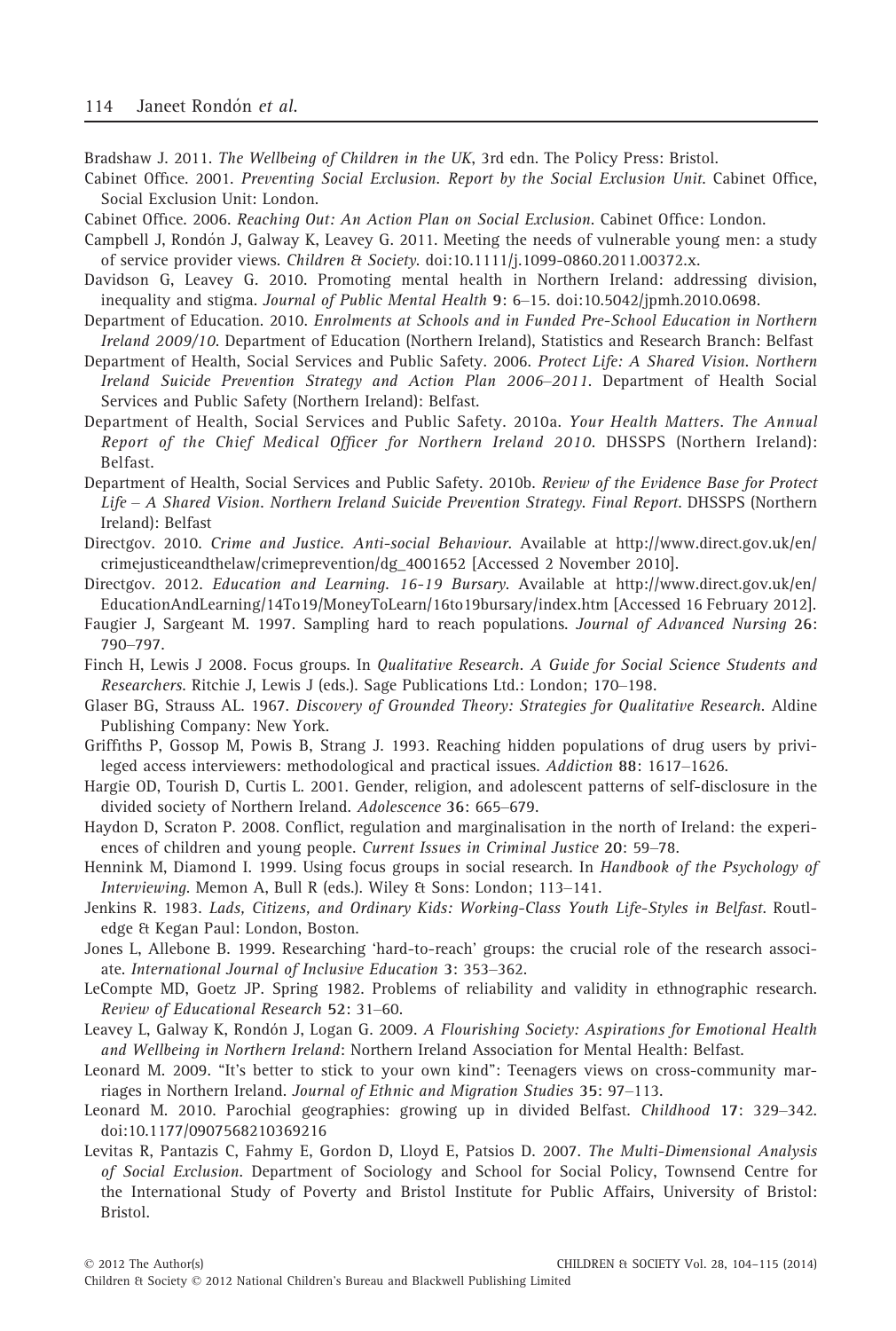Bradshaw J. 2011. *The Wellbeing of Children in the UK*, 3rd edn. The Policy Press: Bristol.

Cabinet Office. 2001. *Preventing Social Exclusion. Report by the Social Exclusion Unit*. Cabinet Office, Social Exclusion Unit: London.

Cabinet Office. 2006. *Reaching Out: An Action Plan on Social Exclusion*. Cabinet Office: London.

Campbell J, Rondón J, Galway K, Leavey G. 2011. Meeting the needs of vulnerable young men: a study of service provider views. *Children & Society*. doi:10.1111/j.1099-0860.2011.00372.x.

Davidson G, Leavey G. 2010. Promoting mental health in Northern Ireland: addressing division, inequality and stigma. *Journal of Public Mental Health* **9**: 6–15. doi:10.5042/jpmh.2010.0698.

Department of Education. 2010. *Enrolments at Schools and in Funded Pre-School Education in Northern Ireland 2009/10*. Department of Education (Northern Ireland), Statistics and Research Branch: Belfast

Department of Health, Social Services and Public Safety. 2006. *Protect Life: A Shared Vision. Northern Ireland Suicide Prevention Strategy and Action Plan 2006–2011*. Department of Health Social Services and Public Safety (Northern Ireland): Belfast.

Department of Health, Social Services and Public Safety. 2010a. *Your Health Matters. The Annual Report of the Chief Medical Officer for Northern Ireland 2010*. DHSSPS (Northern Ireland): Belfast.

Department of Health, Social Services and Public Safety. 2010b. *Review of the Evidence Base for Protect Life – A Shared Vision. Northern Ireland Suicide Prevention Strategy. Final Report*. DHSSPS (Northern Ireland): Belfast

Directgov. 2010. *Crime and Justice. Anti-social Behaviour*. Available at http://www.direct.gov.uk/en/crimejusticeandthelaw/crimeprevention/dg_4001652 [Accessed 2 November 2010].

Directgov. 2012. *Education and Learning. 16-19 Bursary*. Available at http://www.direct.gov.uk/en/EducationAndLearning/14To19/MoneyToLearn/16to19bursary/index.htm [Accessed 16 February 2012].

Faugier J, Sargeant M. 1997. Sampling hard to reach populations. *Journal of Advanced Nursing* **26**: 790–797.

Finch H, Lewis J 2008. Focus groups. In *Qualitative Research. A Guide for Social Science Students and Researchers*. Ritchie J, Lewis J (eds.). Sage Publications Ltd.: London; 170–198.

Glaser BG, Strauss AL. 1967. *Discovery of Grounded Theory: Strategies for Qualitative Research*. Aldine Publishing Company: New York.

Griffiths P, Gossop M, Powis B, Strang J. 1993. Reaching hidden populations of drug users by privileged access interviewers: methodological and practical issues. *Addiction* **88**: 1617–1626.

Hargie OD, Tourish D, Curtis L. 2001. Gender, religion, and adolescent patterns of self-disclosure in the divided society of Northern Ireland. *Adolescence* **36**: 665–679.

Haydon D, Scraton P. 2008. Conflict, regulation and marginalisation in the north of Ireland: the experiences of children and young people. *Current Issues in Criminal Justice* **20**: 59–78.

Hennink M, Diamond I. 1999. Using focus groups in social research. In *Handbook of the Psychology of Interviewing*. Memon A, Bull R (eds.). Wiley & Sons: London; 113–141.

Jenkins R. 1983. *Lads, Citizens, and Ordinary Kids: Working-Class Youth Life-Styles in Belfast*. Routledge & Kegan Paul: London, Boston.

Jones L, Allebone B. 1999. Researching 'hard-to-reach' groups: the crucial role of the research associate. *International Journal of Inclusive Education* **3**: 353–362.

LeCompte MD, Goetz JP. Spring 1982. Problems of reliability and validity in ethnographic research. *Review of Educational Research* **52**: 31–60.

Leavey L, Galway K, Rondón J, Logan G. 2009. *A Flourishing Society: Aspirations for Emotional Health and Wellbeing in Northern Ireland*: Northern Ireland Association for Mental Health: Belfast.

Leonard M. 2009. "It's better to stick to your own kind": Teenagers views on cross-community marriages in Northern Ireland. *Journal of Ethnic and Migration Studies* **35**: 97–113.

Leonard M. 2010. Parochial geographies: growing up in divided Belfast. *Childhood* **17**: 329–342. doi:10.1177/0907568210369216

Levitas R, Pantazis C, Fahmy E, Gordon D, Lloyd E, Patsios D. 2007. *The Multi-Dimensional Analysis of Social Exclusion*. Department of Sociology and School for Social Policy, Townsend Centre for the International Study of Poverty and Bristol Institute for Public Affairs, University of Bristol: Bristol.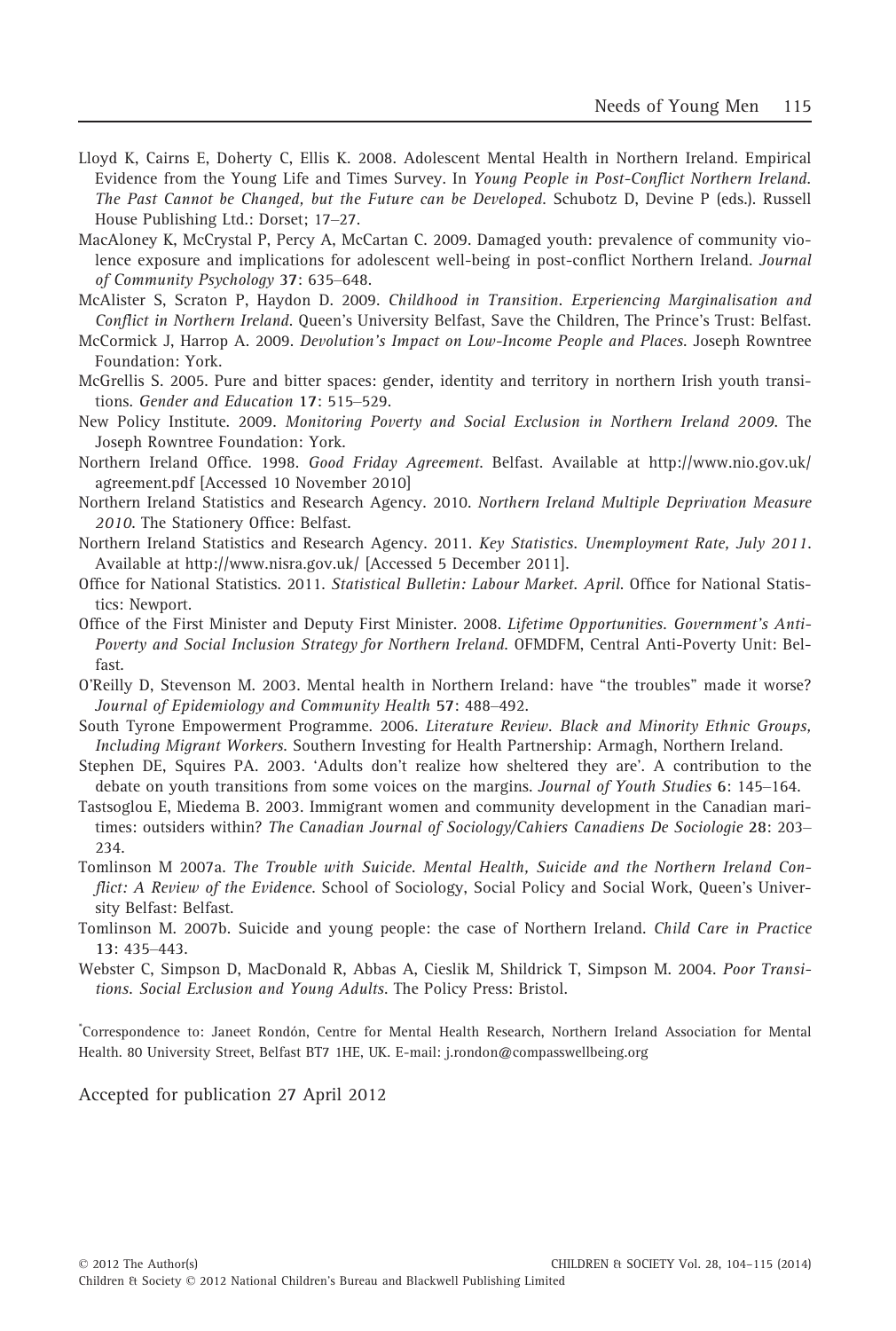Lloyd K, Cairns E, Doherty C, Ellis K. 2008. Adolescent Mental Health in Northern Ireland. Empirical Evidence from the Young Life and Times Survey. In *Young People in Post-Conflict Northern Ireland. The Past Cannot be Changed, but the Future can be Developed*. Schubotz D, Devine P (eds.). Russell House Publishing Ltd.: Dorset; 17–27.

MacAloney K, McCrystal P, Percy A, McCartan C. 2009. Damaged youth: prevalence of community violence exposure and implications for adolescent well-being in post-conflict Northern Ireland. *Journal of Community Psychology* **37**: 635–648.

McAlister S, Scraton P, Haydon D. 2009. *Childhood in Transition. Experiencing Marginalisation and Conflict in Northern Ireland*. Queen's University Belfast, Save the Children, The Prince's Trust: Belfast.

McCormick J, Harrop A. 2009. *Devolution's Impact on Low-Income People and Places*. Joseph Rowntree Foundation: York.

McGrellis S. 2005. Pure and bitter spaces: gender, identity and territory in northern Irish youth transitions. *Gender and Education* **17**: 515–529.

New Policy Institute. 2009. *Monitoring Poverty and Social Exclusion in Northern Ireland 2009*. The Joseph Rowntree Foundation: York.

Northern Ireland Office. 1998. *Good Friday Agreement*. Belfast. Available at http://www.nio.gov.uk/agreement.pdf [Accessed 10 November 2010]

Northern Ireland Statistics and Research Agency. 2010. *Northern Ireland Multiple Deprivation Measure 2010*. The Stationery Office: Belfast.

Northern Ireland Statistics and Research Agency. 2011. *Key Statistics. Unemployment Rate, July 2011*. Available at http://www.nisra.gov.uk/ [Accessed 5 December 2011].

Office for National Statistics. 2011. *Statistical Bulletin: Labour Market. April*. Office for National Statistics: Newport.

Office of the First Minister and Deputy First Minister. 2008. *Lifetime Opportunities. Government's Anti-Poverty and Social Inclusion Strategy for Northern Ireland*. OFMDFM, Central Anti-Poverty Unit: Belfast.

O'Reilly D, Stevenson M. 2003. Mental health in Northern Ireland: have "the troubles" made it worse? *Journal of Epidemiology and Community Health* **57**: 488–492.

South Tyrone Empowerment Programme. 2006. *Literature Review. Black and Minority Ethnic Groups, Including Migrant Workers*. Southern Investing for Health Partnership: Armagh, Northern Ireland.

Stephen DE, Squires PA. 2003. 'Adults don't realize how sheltered they are'. A contribution to the debate on youth transitions from some voices on the margins. *Journal of Youth Studies* **6**: 145–164.

Tastsoglou E, Miedema B. 2003. Immigrant women and community development in the Canadian maritimes: outsiders within? *The Canadian Journal of Sociology/Cahiers Canadiens De Sociologie* **28**: 203–234.

Tomlinson M 2007a. *The Trouble with Suicide. Mental Health, Suicide and the Northern Ireland Conflict: A Review of the Evidence*. School of Sociology, Social Policy and Social Work, Queen's University Belfast: Belfast.

Tomlinson M. 2007b. Suicide and young people: the case of Northern Ireland. *Child Care in Practice* **13**: 435–443.

Webster C, Simpson D, MacDonald R, Abbas A, Cieslik M, Shildrick T, Simpson M. 2004. *Poor Transitions. Social Exclusion and Young Adults*. The Policy Press: Bristol.

*Correspondence to: Janeet Rondón, Centre for Mental Health Research, Northern Ireland Association for Mental Health. 80 University Street, Belfast BT7 1HE, UK. E-mail: j.rondon@compasswellbeing.org

Accepted for publication 27 April 2012